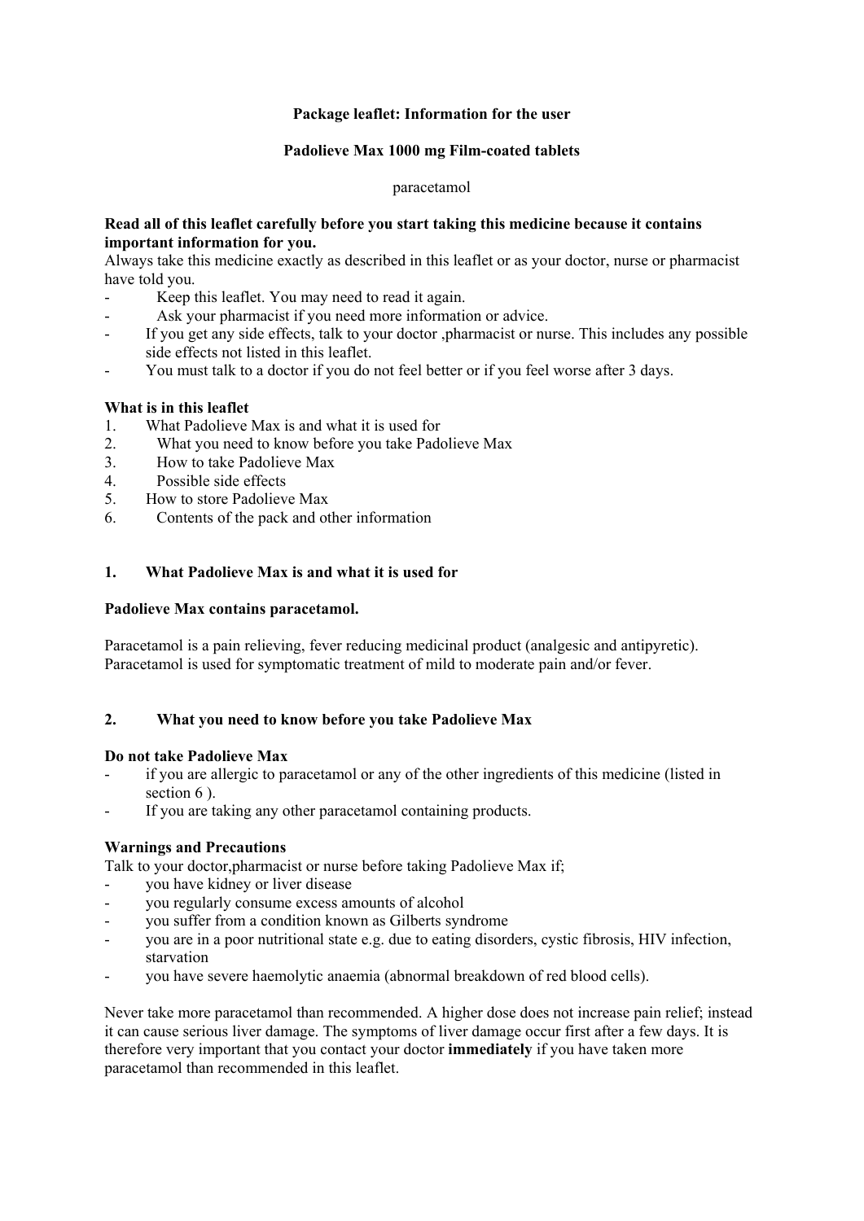**Package leaflet: Information for the user**

**Padolieve Max 1000 mg Film-coated tablets**

paracetamol

**Read all of this leaflet carefully before you start taking this medicine because it contains important information for you.**

Always take this medicine exactly as described in this leaflet or as your doctor, nurse or pharmacist have told you.

- Keep this leaflet. You may need to read it again.
- Ask your pharmacist if you need more information or advice.
- If you get any side effects, talk to your doctor ,pharmacist or nurse. This includes any possible side effects not listed in this leaflet.
- You must talk to a doctor if you do not feel better or if you feel worse after 3 days.

**What is in this leaflet**

1. What Padolieve Max is and what it is used for
2. What you need to know before you take Padolieve Max
3. How to take Padolieve Max
4. Possible side effects
5. How to store Padolieve Max
6. Contents of the pack and other information

## 1. What Padolieve Max is and what it is used for

**Padolieve Max contains paracetamol.**

Paracetamol is a pain relieving, fever reducing medicinal product (analgesic and antipyretic). Paracetamol is used for symptomatic treatment of mild to moderate pain and/or fever.

## 2. What you need to know before you take Padolieve Max

**Do not take Padolieve Max**

- if you are allergic to paracetamol or any of the other ingredients of this medicine (listed in section 6 ).
- If you are taking any other paracetamol containing products.

**Warnings and Precautions**

Talk to your doctor,pharmacist or nurse before taking Padolieve Max if;

- you have kidney or liver disease
- you regularly consume excess amounts of alcohol
- you suffer from a condition known as Gilberts syndrome
- you are in a poor nutritional state e.g. due to eating disorders, cystic fibrosis, HIV infection, starvation
- you have severe haemolytic anaemia (abnormal breakdown of red blood cells).

Never take more paracetamol than recommended. A higher dose does not increase pain relief; instead it can cause serious liver damage. The symptoms of liver damage occur first after a few days. It is therefore very important that you contact your doctor **immediately** if you have taken more paracetamol than recommended in this leaflet.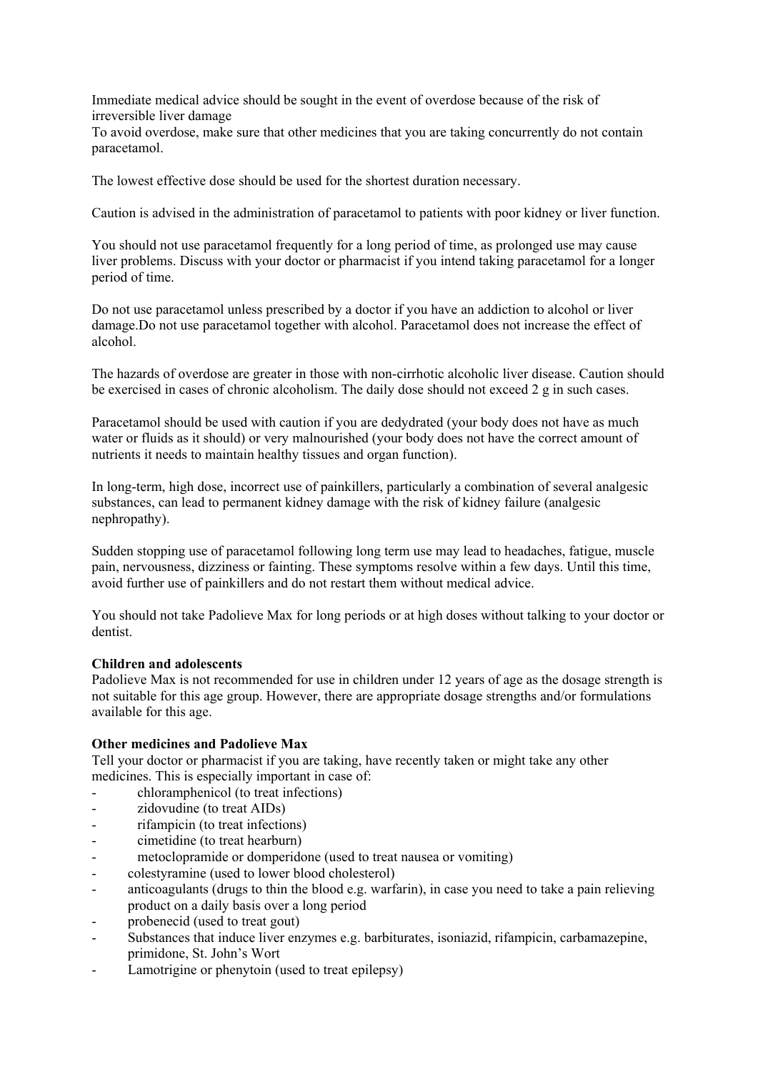Immediate medical advice should be sought in the event of overdose because of the risk of irreversible liver damage
To avoid overdose, make sure that other medicines that you are taking concurrently do not contain paracetamol.

The lowest effective dose should be used for the shortest duration necessary.

Caution is advised in the administration of paracetamol to patients with poor kidney or liver function.

You should not use paracetamol frequently for a long period of time, as prolonged use may cause liver problems. Discuss with your doctor or pharmacist if you intend taking paracetamol for a longer period of time.

Do not use paracetamol unless prescribed by a doctor if you have an addiction to alcohol or liver damage.Do not use paracetamol together with alcohol. Paracetamol does not increase the effect of alcohol.

The hazards of overdose are greater in those with non-cirrhotic alcoholic liver disease. Caution should be exercised in cases of chronic alcoholism. The daily dose should not exceed 2 g in such cases.

Paracetamol should be used with caution if you are dedydrated (your body does not have as much water or fluids as it should) or very malnourished (your body does not have the correct amount of nutrients it needs to maintain healthy tissues and organ function).

In long-term, high dose, incorrect use of painkillers, particularly a combination of several analgesic substances, can lead to permanent kidney damage with the risk of kidney failure (analgesic nephropathy).

Sudden stopping use of paracetamol following long term use may lead to headaches, fatigue, muscle pain, nervousness, dizziness or fainting. These symptoms resolve within a few days. Until this time, avoid further use of painkillers and do not restart them without medical advice.

You should not take Padolieve Max for long periods or at high doses without talking to your doctor or dentist.

**Children and adolescents**
Padolieve Max is not recommended for use in children under 12 years of age as the dosage strength is not suitable for this age group. However, there are appropriate dosage strengths and/or formulations available for this age.

**Other medicines and Padolieve Max**
Tell your doctor or pharmacist if you are taking, have recently taken or might take any other medicines. This is especially important in case of:

- chloramphenicol (to treat infections)
- zidovudine (to treat AIDs)
- rifampicin (to treat infections)
- cimetidine (to treat hearburn)
- metoclopramide or domperidone (used to treat nausea or vomiting)
- colestyramine (used to lower blood cholesterol)
- anticoagulants (drugs to thin the blood e.g. warfarin), in case you need to take a pain relieving product on a daily basis over a long period
- probenecid (used to treat gout)
- Substances that induce liver enzymes e.g. barbiturates, isoniazid, rifampicin, carbamazepine, primidone, St. John's Wort
- Lamotrigine or phenytoin (used to treat epilepsy)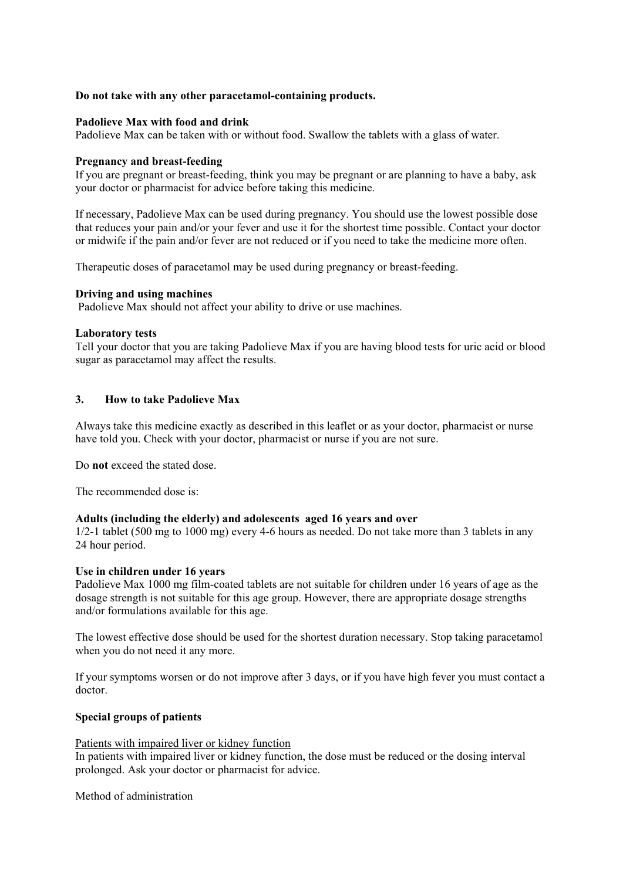**Do not take with any other paracetamol-containing products.**

**Padolieve Max with food and drink**
Padolieve Max can be taken with or without food. Swallow the tablets with a glass of water.

**Pregnancy and breast-feeding**
If you are pregnant or breast-feeding, think you may be pregnant or are planning to have a baby, ask your doctor or pharmacist for advice before taking this medicine.

If necessary, Padolieve Max can be used during pregnancy. You should use the lowest possible dose that reduces your pain and/or your fever and use it for the shortest time possible. Contact your doctor or midwife if the pain and/or fever are not reduced or if you need to take the medicine more often.

Therapeutic doses of paracetamol may be used during pregnancy or breast-feeding.

**Driving and using machines**
Padolieve Max should not affect your ability to drive or use machines.

**Laboratory tests**
Tell your doctor that you are taking Padolieve Max if you are having blood tests for uric acid or blood sugar as paracetamol may affect the results.

## 3. How to take Padolieve Max

Always take this medicine exactly as described in this leaflet or as your doctor, pharmacist or nurse have told you. Check with your doctor, pharmacist or nurse if you are not sure.

Do **not** exceed the stated dose.

The recommended dose is:

**Adults (including the elderly) and adolescents aged 16 years and over**
1/2-1 tablet (500 mg to 1000 mg) every 4-6 hours as needed. Do not take more than 3 tablets in any 24 hour period.

**Use in children under 16 years**
Padolieve Max 1000 mg film-coated tablets are not suitable for children under 16 years of age as the dosage strength is not suitable for this age group. However, there are appropriate dosage strengths and/or formulations available for this age.

The lowest effective dose should be used for the shortest duration necessary. Stop taking paracetamol when you do not need it any more.

If your symptoms worsen or do not improve after 3 days, or if you have high fever you must contact a doctor.

**Special groups of patients**

Patients with impaired liver or kidney function
In patients with impaired liver or kidney function, the dose must be reduced or the dosing interval prolonged. Ask your doctor or pharmacist for advice.

Method of administration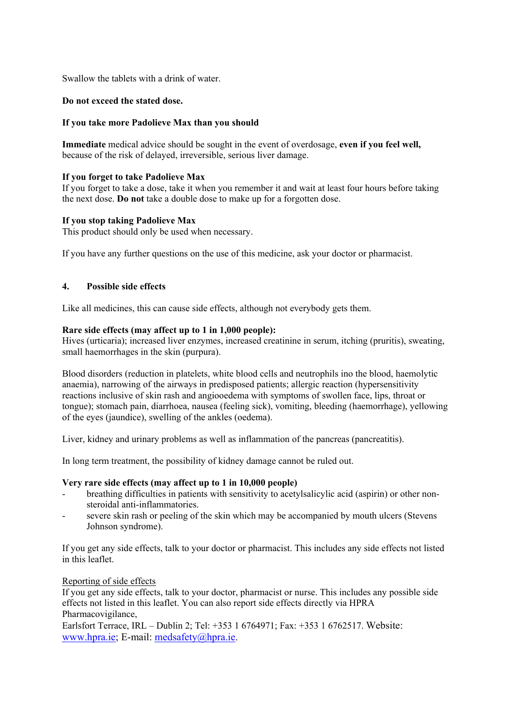Swallow the tablets with a drink of water.

**Do not exceed the stated dose.**

**If you take more Padolieve Max than you should**

**Immediate** medical advice should be sought in the event of overdosage, **even if you feel well,** because of the risk of delayed, irreversible, serious liver damage.

**If you forget to take Padolieve Max**
If you forget to take a dose, take it when you remember it and wait at least four hours before taking the next dose. **Do not** take a double dose to make up for a forgotten dose.

**If you stop taking Padolieve Max**
This product should only be used when necessary.

If you have any further questions on the use of this medicine, ask your doctor or pharmacist.

## 4. Possible side effects

Like all medicines, this can cause side effects, although not everybody gets them.

**Rare side effects (may affect up to 1 in 1,000 people):**
Hives (urticaria); increased liver enzymes, increased creatinine in serum, itching (pruritis), sweating, small haemorrhages in the skin (purpura).

Blood disorders (reduction in platelets, white blood cells and neutrophils ino the blood, haemolytic anaemia), narrowing of the airways in predisposed patients; allergic reaction (hypersensitivity reactions inclusive of skin rash and angiooedema with symptoms of swollen face, lips, throat or tongue); stomach pain, diarrhoea, nausea (feeling sick), vomiting, bleeding (haemorrhage), yellowing of the eyes (jaundice), swelling of the ankles (oedema).

Liver, kidney and urinary problems as well as inflammation of the pancreas (pancreatitis).

In long term treatment, the possibility of kidney damage cannot be ruled out.

**Very rare side effects (may affect up to 1 in 10,000 people)**
- breathing difficulties in patients with sensitivity to acetylsalicylic acid (aspirin) or other non-steroidal anti-inflammatories.
- severe skin rash or peeling of the skin which may be accompanied by mouth ulcers (Stevens Johnson syndrome).

If you get any side effects, talk to your doctor or pharmacist. This includes any side effects not listed in this leaflet.

Reporting of side effects
If you get any side effects, talk to your doctor, pharmacist or nurse. This includes any possible side effects not listed in this leaflet. You can also report side effects directly via HPRA Pharmacovigilance,
Earlsfort Terrace, IRL – Dublin 2; Tel: +353 1 6764971; Fax: +353 1 6762517. Website: www.hpra.ie; E-mail: medsafety@hpra.ie.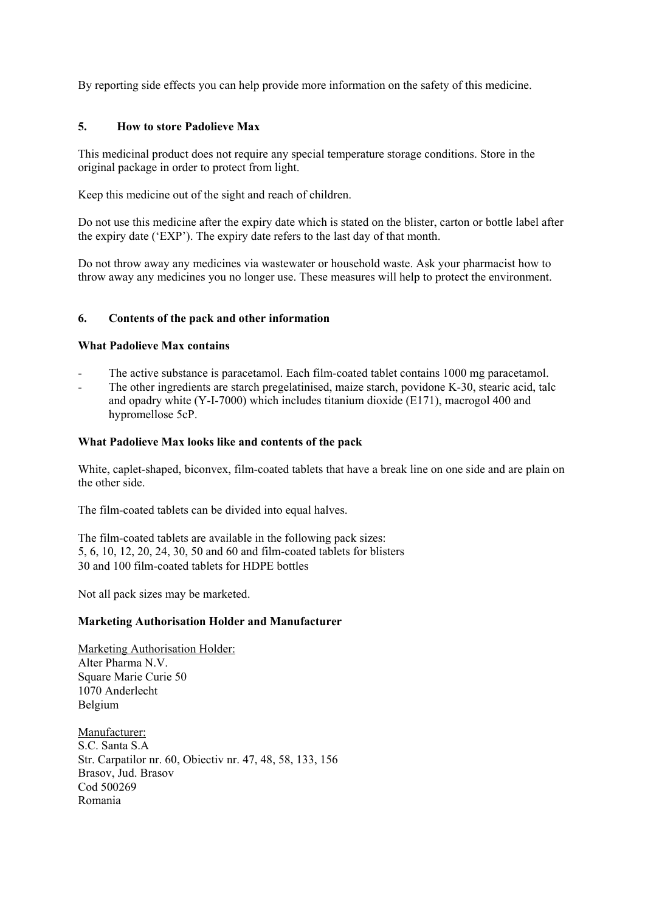By reporting side effects you can help provide more information on the safety of this medicine.

## 5. How to store Padolieve Max

This medicinal product does not require any special temperature storage conditions. Store in the original package in order to protect from light.

Keep this medicine out of the sight and reach of children.

Do not use this medicine after the expiry date which is stated on the blister, carton or bottle label after the expiry date ('EXP'). The expiry date refers to the last day of that month.

Do not throw away any medicines via wastewater or household waste. Ask your pharmacist how to throw away any medicines you no longer use. These measures will help to protect the environment.

## 6. Contents of the pack and other information

**What Padolieve Max contains**

- The active substance is paracetamol. Each film-coated tablet contains 1000 mg paracetamol.
- The other ingredients are starch pregelatinised, maize starch, povidone K-30, stearic acid, talc and opadry white (Y-I-7000) which includes titanium dioxide (E171), macrogol 400 and hypromellose 5cP.

**What Padolieve Max looks like and contents of the pack**

White, caplet-shaped, biconvex, film-coated tablets that have a break line on one side and are plain on the other side.

The film-coated tablets can be divided into equal halves.

The film-coated tablets are available in the following pack sizes:
5, 6, 10, 12, 20, 24, 30, 50 and 60 and film-coated tablets for blisters
30 and 100 film-coated tablets for HDPE bottles

Not all pack sizes may be marketed.

**Marketing Authorisation Holder and Manufacturer**

Marketing Authorisation Holder:
Alter Pharma N.V.
Square Marie Curie 50
1070 Anderlecht
Belgium

Manufacturer:
S.C. Santa S.A
Str. Carpatilor nr. 60, Obiectiv nr. 47, 48, 58, 133, 156
Brasov, Jud. Brasov
Cod 500269
Romania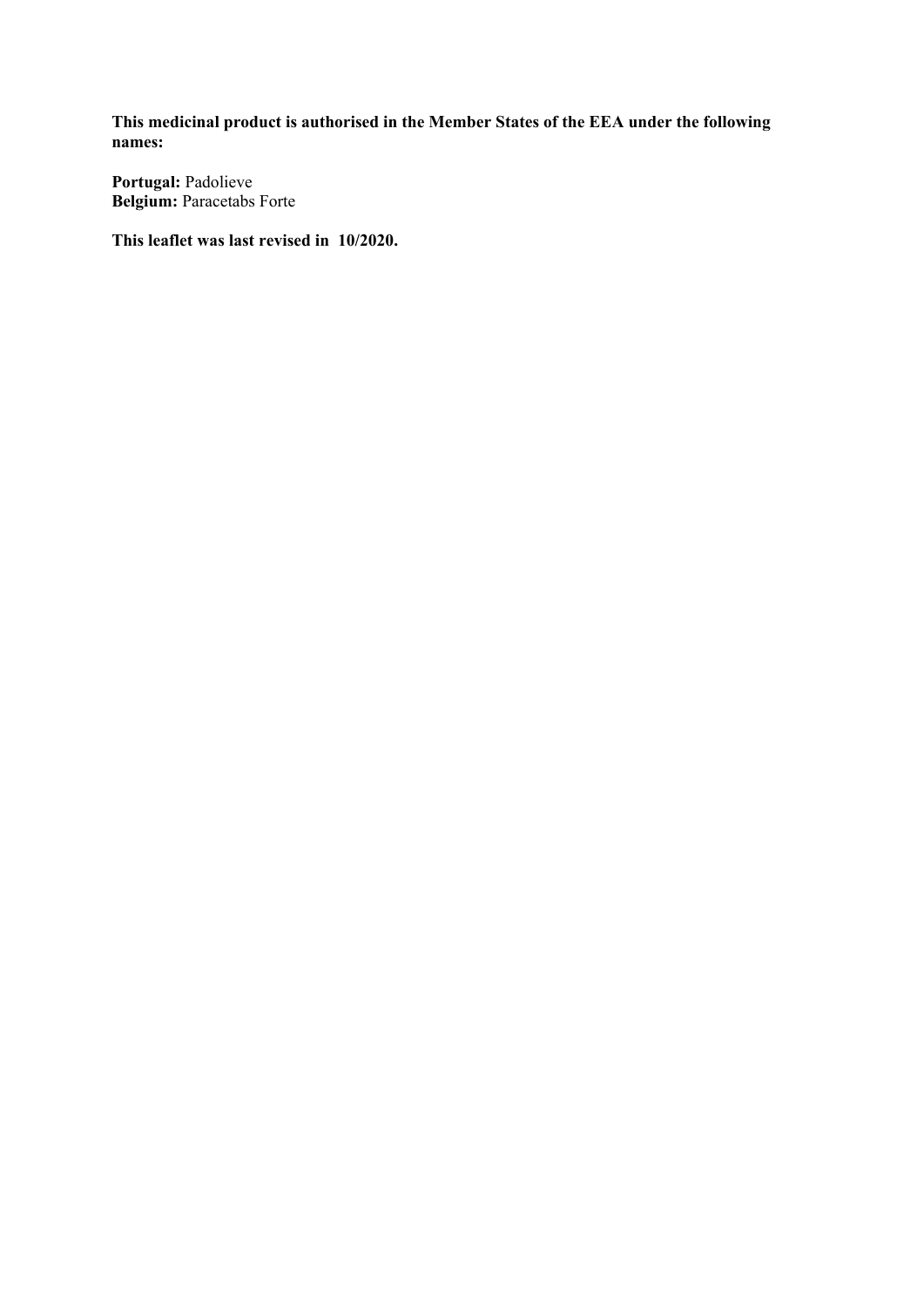**This medicinal product is authorised in the Member States of the EEA under the following names:**

**Portugal:** Padolieve
**Belgium:** Paracetabs Forte

**This leaflet was last revised in 10/2020.**